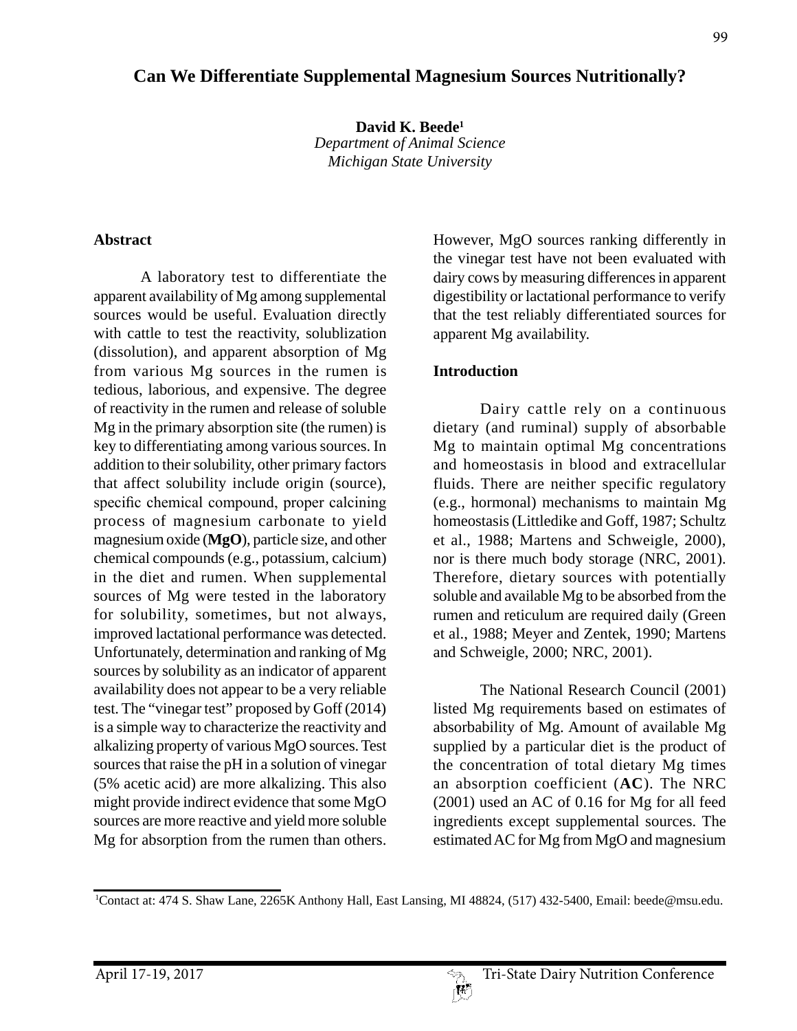# Can We Differentiate Supplemental Magnesium Sources Nutritionally?

**David K. Beede**[1]
*Department of Animal Science*
*Michigan State University*

## Abstract

A laboratory test to differentiate the apparent availability of Mg among supplemental sources would be useful. Evaluation directly with cattle to test the reactivity, solublization (dissolution), and apparent absorption of Mg from various Mg sources in the rumen is tedious, laborious, and expensive. The degree of reactivity in the rumen and release of soluble Mg in the primary absorption site (the rumen) is key to differentiating among various sources. In addition to their solubility, other primary factors that affect solubility include origin (source), specific chemical compound, proper calcining process of magnesium carbonate to yield magnesium oxide (**MgO**), particle size, and other chemical compounds (e.g., potassium, calcium) in the diet and rumen. When supplemental sources of Mg were tested in the laboratory for solubility, sometimes, but not always, improved lactational performance was detected. Unfortunately, determination and ranking of Mg sources by solubility as an indicator of apparent availability does not appear to be a very reliable test. The "vinegar test" proposed by Goff (2014) is a simple way to characterize the reactivity and alkalizing property of various MgO sources. Test sources that raise the pH in a solution of vinegar (5% acetic acid) are more alkalizing. This also might provide indirect evidence that some MgO sources are more reactive and yield more soluble Mg for absorption from the rumen than others. However, MgO sources ranking differently in the vinegar test have not been evaluated with dairy cows by measuring differences in apparent digestibility or lactational performance to verify that the test reliably differentiated sources for apparent Mg availability.

## Introduction

Dairy cattle rely on a continuous dietary (and ruminal) supply of absorbable Mg to maintain optimal Mg concentrations and homeostasis in blood and extracellular fluids. There are neither specific regulatory (e.g., hormonal) mechanisms to maintain Mg homeostasis (Littledike and Goff, 1987; Schultz et al., 1988; Martens and Schweigle, 2000), nor is there much body storage (NRC, 2001). Therefore, dietary sources with potentially soluble and available Mg to be absorbed from the rumen and reticulum are required daily (Green et al., 1988; Meyer and Zentek, 1990; Martens and Schweigle, 2000; NRC, 2001).

The National Research Council (2001) listed Mg requirements based on estimates of absorbability of Mg. Amount of available Mg supplied by a particular diet is the product of the concentration of total dietary Mg times an absorption coefficient (**AC**). The NRC (2001) used an AC of 0.16 for Mg for all feed ingredients except supplemental sources. The estimated AC for Mg from MgO and magnesium

[1]Contact at: 474 S. Shaw Lane, 2265K Anthony Hall, East Lansing, MI 48824, (517) 432-5400, Email: beede@msu.edu.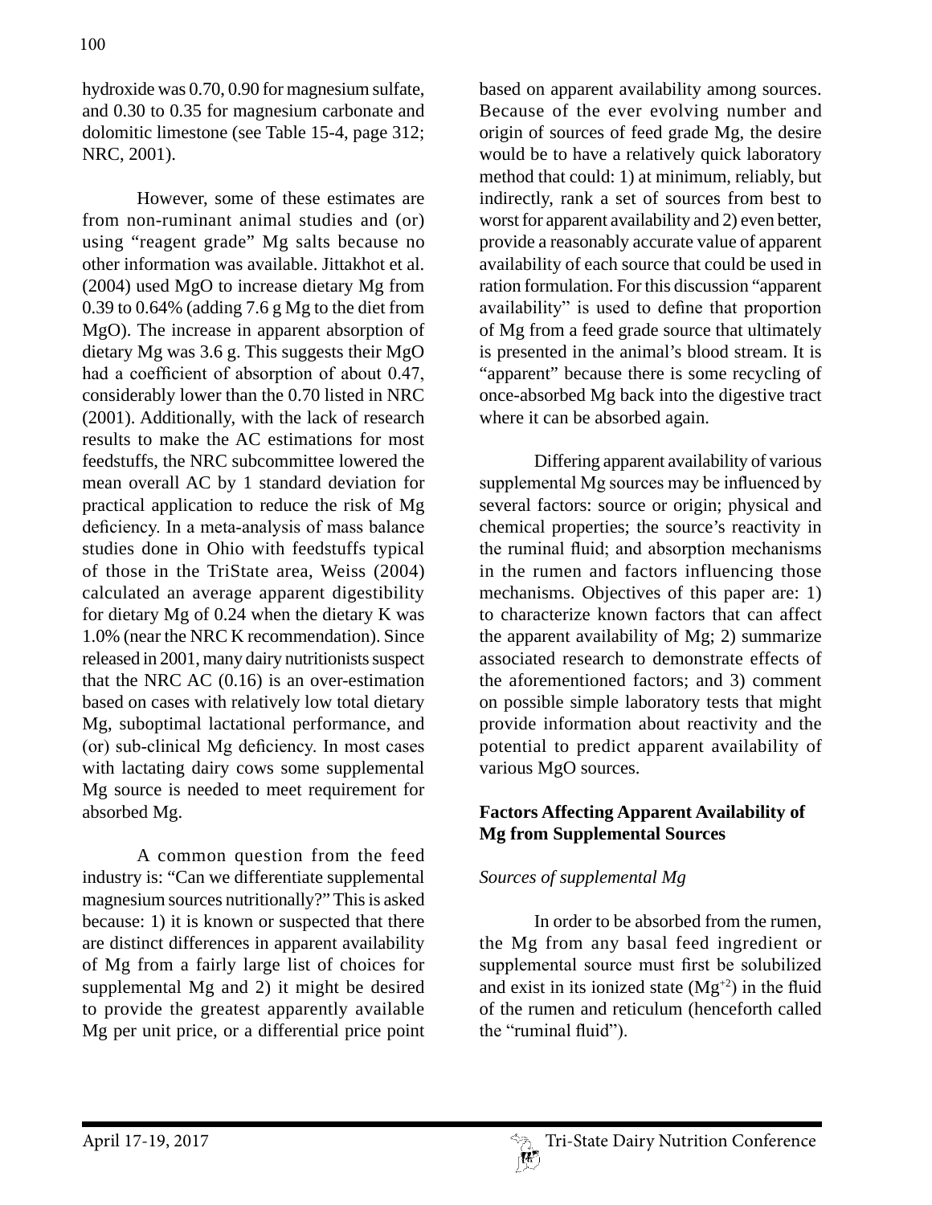hydroxide was 0.70, 0.90 for magnesium sulfate, and 0.30 to 0.35 for magnesium carbonate and dolomitic limestone (see Table 15-4, page 312; NRC, 2001).

However, some of these estimates are from non-ruminant animal studies and (or) using "reagent grade" Mg salts because no other information was available. Jittakhot et al. (2004) used MgO to increase dietary Mg from 0.39 to 0.64% (adding 7.6 g Mg to the diet from MgO). The increase in apparent absorption of dietary Mg was 3.6 g. This suggests their MgO had a coefficient of absorption of about 0.47, considerably lower than the 0.70 listed in NRC (2001). Additionally, with the lack of research results to make the AC estimations for most feedstuffs, the NRC subcommittee lowered the mean overall AC by 1 standard deviation for practical application to reduce the risk of Mg deficiency. In a meta-analysis of mass balance studies done in Ohio with feedstuffs typical of those in the TriState area, Weiss (2004) calculated an average apparent digestibility for dietary Mg of 0.24 when the dietary K was 1.0% (near the NRC K recommendation). Since released in 2001, many dairy nutritionists suspect that the NRC AC (0.16) is an over-estimation based on cases with relatively low total dietary Mg, suboptimal lactational performance, and (or) sub-clinical Mg deficiency. In most cases with lactating dairy cows some supplemental Mg source is needed to meet requirement for absorbed Mg.

A common question from the feed industry is: "Can we differentiate supplemental magnesium sources nutritionally?" This is asked because: 1) it is known or suspected that there are distinct differences in apparent availability of Mg from a fairly large list of choices for supplemental Mg and 2) it might be desired to provide the greatest apparently available Mg per unit price, or a differential price point based on apparent availability among sources. Because of the ever evolving number and origin of sources of feed grade Mg, the desire would be to have a relatively quick laboratory method that could: 1) at minimum, reliably, but indirectly, rank a set of sources from best to worst for apparent availability and 2) even better, provide a reasonably accurate value of apparent availability of each source that could be used in ration formulation. For this discussion "apparent availability" is used to define that proportion of Mg from a feed grade source that ultimately is presented in the animal's blood stream. It is "apparent" because there is some recycling of once-absorbed Mg back into the digestive tract where it can be absorbed again.

Differing apparent availability of various supplemental Mg sources may be influenced by several factors: source or origin; physical and chemical properties; the source's reactivity in the ruminal fluid; and absorption mechanisms in the rumen and factors influencing those mechanisms. Objectives of this paper are: 1) to characterize known factors that can affect the apparent availability of Mg; 2) summarize associated research to demonstrate effects of the aforementioned factors; and 3) comment on possible simple laboratory tests that might provide information about reactivity and the potential to predict apparent availability of various MgO sources.

## Factors Affecting Apparent Availability of Mg from Supplemental Sources

*Sources of supplemental Mg*

In order to be absorbed from the rumen, the Mg from any basal feed ingredient or supplemental source must first be solubilized and exist in its ionized state ($Mg^{+2}$) in the fluid of the rumen and reticulum (henceforth called the "ruminal fluid").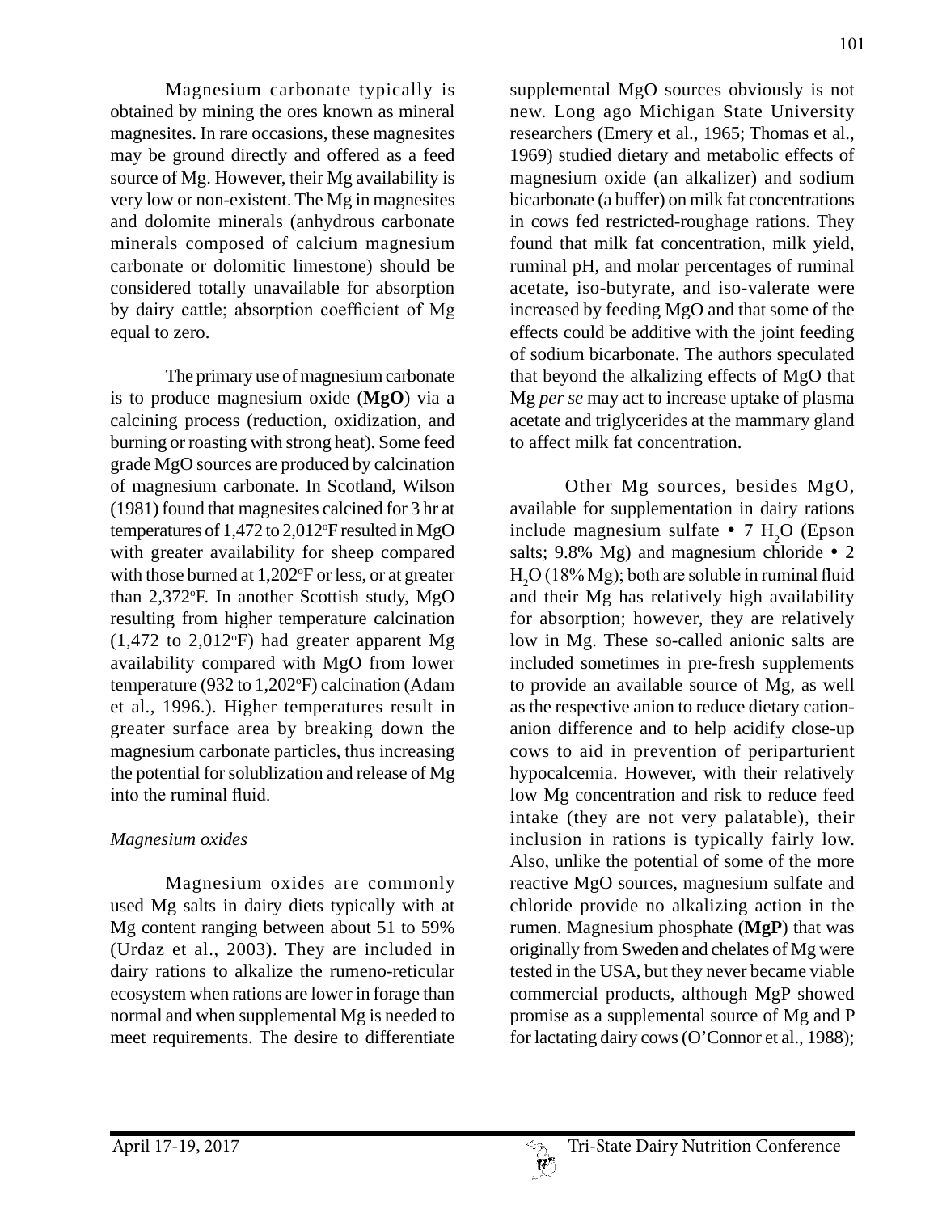Magnesium carbonate typically is obtained by mining the ores known as mineral magnesites. In rare occasions, these magnesites may be ground directly and offered as a feed source of Mg. However, their Mg availability is very low or non-existent. The Mg in magnesites and dolomite minerals (anhydrous carbonate minerals composed of calcium magnesium carbonate or dolomitic limestone) should be considered totally unavailable for absorption by dairy cattle; absorption coefficient of Mg equal to zero.

The primary use of magnesium carbonate is to produce magnesium oxide (**MgO**) via a calcining process (reduction, oxidization, and burning or roasting with strong heat). Some feed grade MgO sources are produced by calcination of magnesium carbonate. In Scotland, Wilson (1981) found that magnesites calcined for 3 hr at temperatures of 1,472 to 2,012°F resulted in MgO with greater availability for sheep compared with those burned at 1,202°F or less, or at greater than 2,372°F. In another Scottish study, MgO resulting from higher temperature calcination (1,472 to 2,012°F) had greater apparent Mg availability compared with MgO from lower temperature (932 to 1,202°F) calcination (Adam et al., 1996.). Higher temperatures result in greater surface area by breaking down the magnesium carbonate particles, thus increasing the potential for solublization and release of Mg into the ruminal fluid.

*Magnesium oxides*

Magnesium oxides are commonly used Mg salts in dairy diets typically with at Mg content ranging between about 51 to 59% (Urdaz et al., 2003). They are included in dairy rations to alkalize the rumeno-reticular ecosystem when rations are lower in forage than normal and when supplemental Mg is needed to meet requirements. The desire to differentiate supplemental MgO sources obviously is not new. Long ago Michigan State University researchers (Emery et al., 1965; Thomas et al., 1969) studied dietary and metabolic effects of magnesium oxide (an alkalizer) and sodium bicarbonate (a buffer) on milk fat concentrations in cows fed restricted-roughage rations. They found that milk fat concentration, milk yield, ruminal pH, and molar percentages of ruminal acetate, iso-butyrate, and iso-valerate were increased by feeding MgO and that some of the effects could be additive with the joint feeding of sodium bicarbonate. The authors speculated that beyond the alkalizing effects of MgO that Mg *per se* may act to increase uptake of plasma acetate and triglycerides at the mammary gland to affect milk fat concentration.

Other Mg sources, besides MgO, available for supplementation in dairy rations include magnesium sulfate • 7 $H_2O$ (Epson salts; 9.8% Mg) and magnesium chloride • 2 $H_2O$ (18% Mg); both are soluble in ruminal fluid and their Mg has relatively high availability for absorption; however, they are relatively low in Mg. These so-called anionic salts are included sometimes in pre-fresh supplements to provide an available source of Mg, as well as the respective anion to reduce dietary cation-anion difference and to help acidify close-up cows to aid in prevention of periparturient hypocalcemia. However, with their relatively low Mg concentration and risk to reduce feed intake (they are not very palatable), their inclusion in rations is typically fairly low. Also, unlike the potential of some of the more reactive MgO sources, magnesium sulfate and chloride provide no alkalizing action in the rumen. Magnesium phosphate (**MgP**) that was originally from Sweden and chelates of Mg were tested in the USA, but they never became viable commercial products, although MgP showed promise as a supplemental source of Mg and P for lactating dairy cows (O'Connor et al., 1988);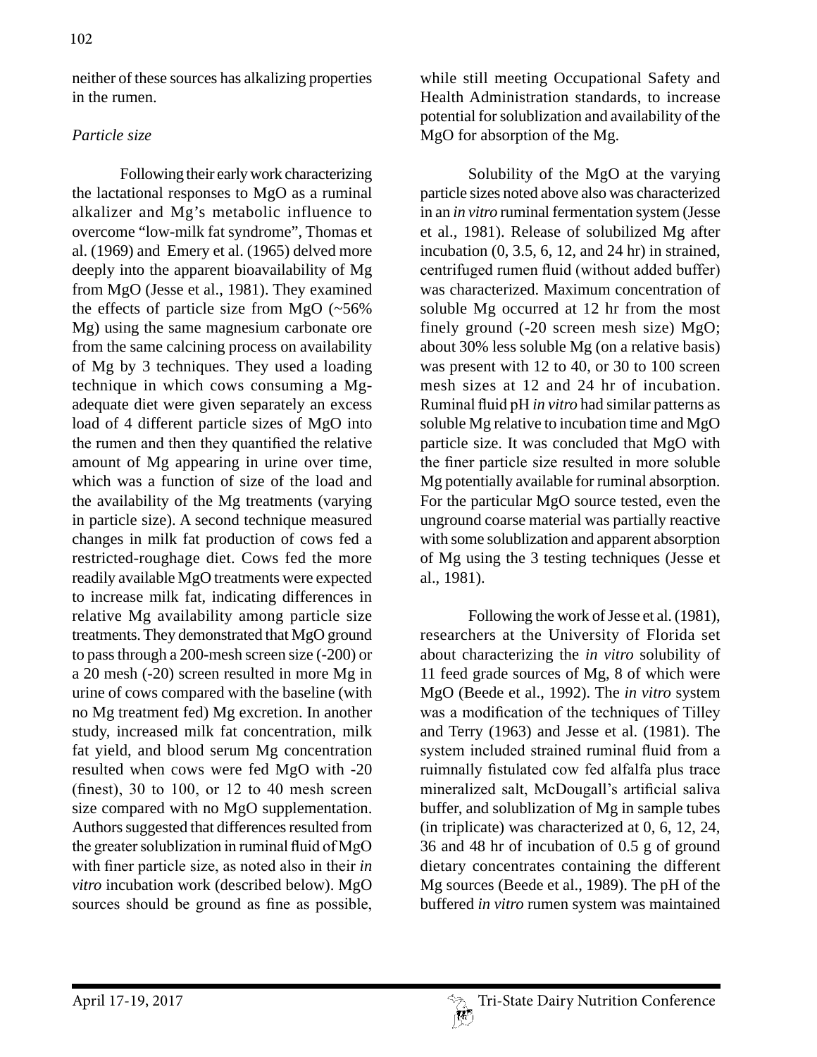neither of these sources has alkalizing properties in the rumen.

*Particle size*

Following their early work characterizing the lactational responses to MgO as a ruminal alkalizer and Mg's metabolic influence to overcome "low-milk fat syndrome", Thomas et al. (1969) and Emery et al. (1965) delved more deeply into the apparent bioavailability of Mg from MgO (Jesse et al., 1981). They examined the effects of particle size from MgO (~56% Mg) using the same magnesium carbonate ore from the same calcining process on availability of Mg by 3 techniques. They used a loading technique in which cows consuming a Mg-adequate diet were given separately an excess load of 4 different particle sizes of MgO into the rumen and then they quantified the relative amount of Mg appearing in urine over time, which was a function of size of the load and the availability of the Mg treatments (varying in particle size). A second technique measured changes in milk fat production of cows fed a restricted-roughage diet. Cows fed the more readily available MgO treatments were expected to increase milk fat, indicating differences in relative Mg availability among particle size treatments. They demonstrated that MgO ground to pass through a 200-mesh screen size (-200) or a 20 mesh (-20) screen resulted in more Mg in urine of cows compared with the baseline (with no Mg treatment fed) Mg excretion. In another study, increased milk fat concentration, milk fat yield, and blood serum Mg concentration resulted when cows were fed MgO with -20 (finest), 30 to 100, or 12 to 40 mesh screen size compared with no MgO supplementation. Authors suggested that differences resulted from the greater solublization in ruminal fluid of MgO with finer particle size, as noted also in their *in vitro* incubation work (described below). MgO sources should be ground as fine as possible, while still meeting Occupational Safety and Health Administration standards, to increase potential for solublization and availability of the MgO for absorption of the Mg.

Solubility of the MgO at the varying particle sizes noted above also was characterized in an *in vitro* ruminal fermentation system (Jesse et al., 1981). Release of solubilized Mg after incubation (0, 3.5, 6, 12, and 24 hr) in strained, centrifuged rumen fluid (without added buffer) was characterized. Maximum concentration of soluble Mg occurred at 12 hr from the most finely ground (-20 screen mesh size) MgO; about 30% less soluble Mg (on a relative basis) was present with 12 to 40, or 30 to 100 screen mesh sizes at 12 and 24 hr of incubation. Ruminal fluid pH *in vitro* had similar patterns as soluble Mg relative to incubation time and MgO particle size. It was concluded that MgO with the finer particle size resulted in more soluble Mg potentially available for ruminal absorption. For the particular MgO source tested, even the unground coarse material was partially reactive with some solublization and apparent absorption of Mg using the 3 testing techniques (Jesse et al., 1981).

Following the work of Jesse et al. (1981), researchers at the University of Florida set about characterizing the *in vitro* solubility of 11 feed grade sources of Mg, 8 of which were MgO (Beede et al., 1992). The *in vitro* system was a modification of the techniques of Tilley and Terry (1963) and Jesse et al. (1981). The system included strained ruminal fluid from a ruimnally fistulated cow fed alfalfa plus trace mineralized salt, McDougall's artificial saliva buffer, and solublization of Mg in sample tubes (in triplicate) was characterized at 0, 6, 12, 24, 36 and 48 hr of incubation of 0.5 g of ground dietary concentrates containing the different Mg sources (Beede et al., 1989). The pH of the buffered *in vitro* rumen system was maintained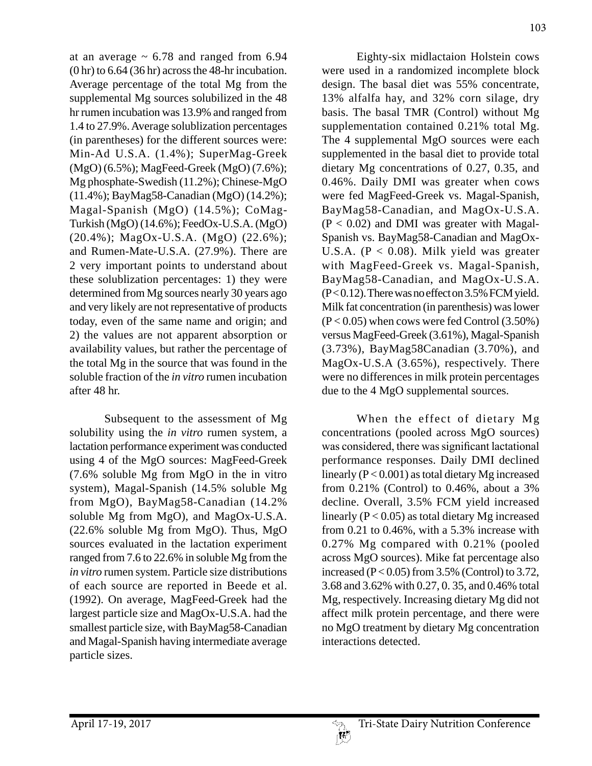at an average ~ 6.78 and ranged from 6.94 (0 hr) to 6.64 (36 hr) across the 48-hr incubation. Average percentage of the total Mg from the supplemental Mg sources solubilized in the 48 hr rumen incubation was 13.9% and ranged from 1.4 to 27.9%. Average solublization percentages (in parentheses) for the different sources were: Min-Ad U.S.A. (1.4%); SuperMag-Greek (MgO) (6.5%); MagFeed-Greek (MgO) (7.6%); Mg phosphate-Swedish (11.2%); Chinese-MgO (11.4%); BayMag58-Canadian (MgO) (14.2%); Magal-Spanish (MgO) (14.5%); CoMag-Turkish (MgO) (14.6%); FeedOx-U.S.A. (MgO) (20.4%); MagOx-U.S.A. (MgO) (22.6%); and Rumen-Mate-U.S.A. (27.9%). There are 2 very important points to understand about these solublization percentages: 1) they were determined from Mg sources nearly 30 years ago and very likely are not representative of products today, even of the same name and origin; and 2) the values are not apparent absorption or availability values, but rather the percentage of the total Mg in the source that was found in the soluble fraction of the *in vitro* rumen incubation after 48 hr.

Subsequent to the assessment of Mg solubility using the *in vitro* rumen system, a lactation performance experiment was conducted using 4 of the MgO sources: MagFeed-Greek (7.6% soluble Mg from MgO in the in vitro system), Magal-Spanish (14.5% soluble Mg from MgO), BayMag58-Canadian (14.2% soluble Mg from MgO), and MagOx-U.S.A. (22.6% soluble Mg from MgO). Thus, MgO sources evaluated in the lactation experiment ranged from 7.6 to 22.6% in soluble Mg from the *in vitro* rumen system. Particle size distributions of each source are reported in Beede et al. (1992). On average, MagFeed-Greek had the largest particle size and MagOx-U.S.A. had the smallest particle size, with BayMag58-Canadian and Magal-Spanish having intermediate average particle sizes.

Eighty-six midlactaion Holstein cows were used in a randomized incomplete block design. The basal diet was 55% concentrate, 13% alfalfa hay, and 32% corn silage, dry basis. The basal TMR (Control) without Mg supplementation contained 0.21% total Mg. The 4 supplemental MgO sources were each supplemented in the basal diet to provide total dietary Mg concentrations of 0.27, 0.35, and 0.46%. Daily DMI was greater when cows were fed MagFeed-Greek vs. Magal-Spanish, BayMag58-Canadian, and MagOx-U.S.A. ($P < 0.02$) and DMI was greater with Magal-Spanish vs. BayMag58-Canadian and MagOx-U.S.A. ($P < 0.08$). Milk yield was greater with MagFeed-Greek vs. Magal-Spanish, BayMag58-Canadian, and MagOx-U.S.A. ($P < 0.12$). There was no effect on 3.5% FCM yield. Milk fat concentration (in parenthesis) was lower ($P < 0.05$) when cows were fed Control (3.50%) versus MagFeed-Greek (3.61%), Magal-Spanish (3.73%), BayMag58Canadian (3.70%), and MagOx-U.S.A (3.65%), respectively. There were no differences in milk protein percentages due to the 4 MgO supplemental sources.

When the effect of dietary Mg concentrations (pooled across MgO sources) was considered, there was significant lactational performance responses. Daily DMI declined linearly ($P < 0.001$) as total dietary Mg increased from 0.21% (Control) to 0.46%, about a 3% decline. Overall, 3.5% FCM yield increased linearly ($P < 0.05$) as total dietary Mg increased from 0.21 to 0.46%, with a 5.3% increase with 0.27% Mg compared with 0.21% (pooled across MgO sources). Mike fat percentage also increased ($P < 0.05$) from 3.5% (Control) to 3.72, 3.68 and 3.62% with 0.27, 0. 35, and 0.46% total Mg, respectively. Increasing dietary Mg did not affect milk protein percentage, and there were no MgO treatment by dietary Mg concentration interactions detected.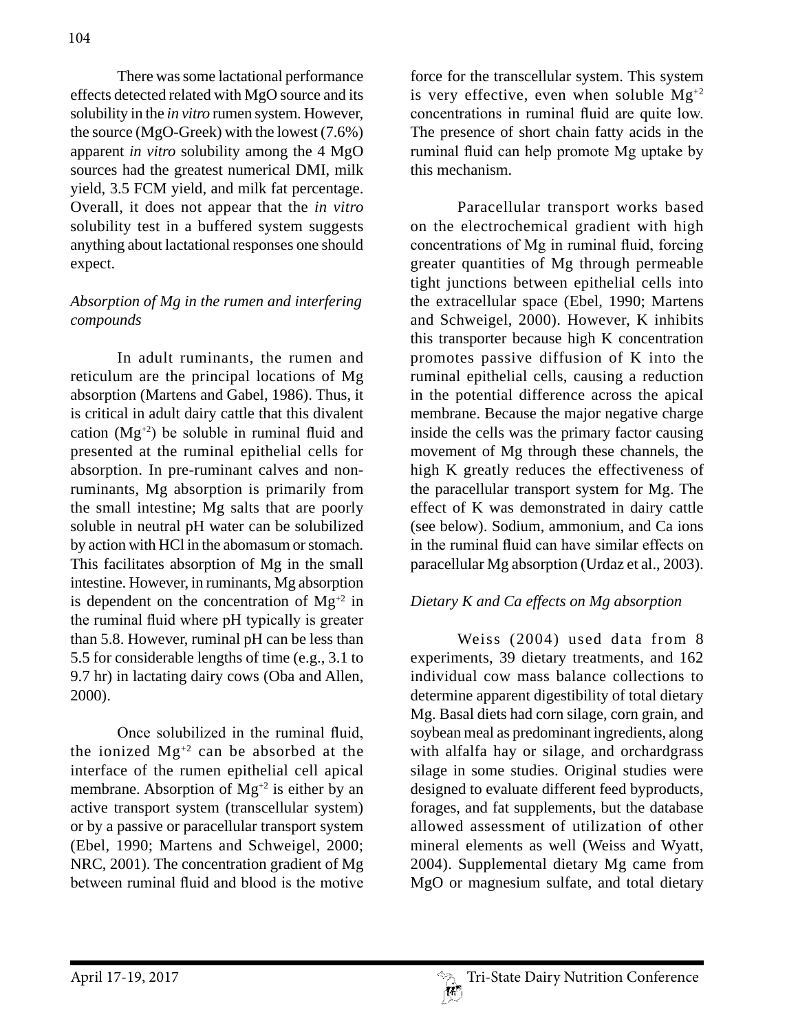There was some lactational performance effects detected related with MgO source and its solubility in the *in vitro* rumen system. However, the source (MgO-Greek) with the lowest (7.6%) apparent *in vitro* solubility among the 4 MgO sources had the greatest numerical DMI, milk yield, 3.5 FCM yield, and milk fat percentage. Overall, it does not appear that the *in vitro* solubility test in a buffered system suggests anything about lactational responses one should expect.

*Absorption of Mg in the rumen and interfering compounds*

In adult ruminants, the rumen and reticulum are the principal locations of Mg absorption (Martens and Gabel, 1986). Thus, it is critical in adult dairy cattle that this divalent cation ($Mg^{+2}$) be soluble in ruminal fluid and presented at the ruminal epithelial cells for absorption. In pre-ruminant calves and non-ruminants, Mg absorption is primarily from the small intestine; Mg salts that are poorly soluble in neutral pH water can be solubilized by action with HCl in the abomasum or stomach. This facilitates absorption of Mg in the small intestine. However, in ruminants, Mg absorption is dependent on the concentration of $Mg^{+2}$ in the ruminal fluid where pH typically is greater than 5.8. However, ruminal pH can be less than 5.5 for considerable lengths of time (e.g., 3.1 to 9.7 hr) in lactating dairy cows (Oba and Allen, 2000).

Once solubilized in the ruminal fluid, the ionized $Mg^{+2}$ can be absorbed at the interface of the rumen epithelial cell apical membrane. Absorption of $Mg^{+2}$ is either by an active transport system (transcellular system) or by a passive or paracellular transport system (Ebel, 1990; Martens and Schweigel, 2000; NRC, 2001). The concentration gradient of Mg between ruminal fluid and blood is the motive force for the transcellular system. This system is very effective, even when soluble $Mg^{+2}$ concentrations in ruminal fluid are quite low. The presence of short chain fatty acids in the ruminal fluid can help promote Mg uptake by this mechanism.

Paracellular transport works based on the electrochemical gradient with high concentrations of Mg in ruminal fluid, forcing greater quantities of Mg through permeable tight junctions between epithelial cells into the extracellular space (Ebel, 1990; Martens and Schweigel, 2000). However, K inhibits this transporter because high K concentration promotes passive diffusion of K into the ruminal epithelial cells, causing a reduction in the potential difference across the apical membrane. Because the major negative charge inside the cells was the primary factor causing movement of Mg through these channels, the high K greatly reduces the effectiveness of the paracellular transport system for Mg. The effect of K was demonstrated in dairy cattle (see below). Sodium, ammonium, and Ca ions in the ruminal fluid can have similar effects on paracellular Mg absorption (Urdaz et al., 2003).

*Dietary K and Ca effects on Mg absorption*

Weiss (2004) used data from 8 experiments, 39 dietary treatments, and 162 individual cow mass balance collections to determine apparent digestibility of total dietary Mg. Basal diets had corn silage, corn grain, and soybean meal as predominant ingredients, along with alfalfa hay or silage, and orchardgrass silage in some studies. Original studies were designed to evaluate different feed byproducts, forages, and fat supplements, but the database allowed assessment of utilization of other mineral elements as well (Weiss and Wyatt, 2004). Supplemental dietary Mg came from MgO or magnesium sulfate, and total dietary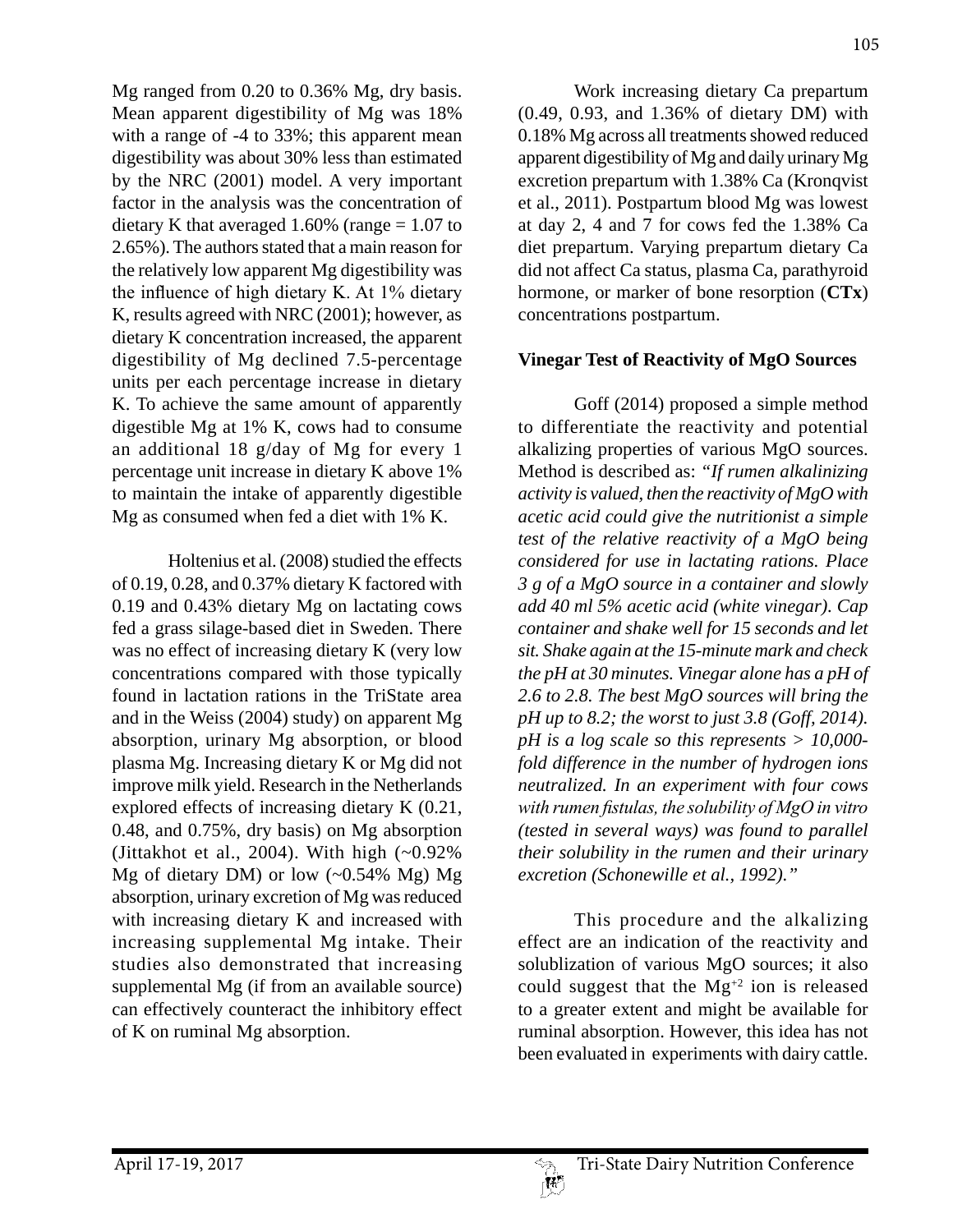Mg ranged from 0.20 to 0.36% Mg, dry basis. Mean apparent digestibility of Mg was 18% with a range of -4 to 33%; this apparent mean digestibility was about 30% less than estimated by the NRC (2001) model. A very important factor in the analysis was the concentration of dietary K that averaged 1.60% (range = 1.07 to 2.65%). The authors stated that a main reason for the relatively low apparent Mg digestibility was the influence of high dietary K. At 1% dietary K, results agreed with NRC (2001); however, as dietary K concentration increased, the apparent digestibility of Mg declined 7.5-percentage units per each percentage increase in dietary K. To achieve the same amount of apparently digestible Mg at 1% K, cows had to consume an additional 18 g/day of Mg for every 1 percentage unit increase in dietary K above 1% to maintain the intake of apparently digestible Mg as consumed when fed a diet with 1% K.

Holtenius et al. (2008) studied the effects of 0.19, 0.28, and 0.37% dietary K factored with 0.19 and 0.43% dietary Mg on lactating cows fed a grass silage-based diet in Sweden. There was no effect of increasing dietary K (very low concentrations compared with those typically found in lactation rations in the TriState area and in the Weiss (2004) study) on apparent Mg absorption, urinary Mg absorption, or blood plasma Mg. Increasing dietary K or Mg did not improve milk yield. Research in the Netherlands explored effects of increasing dietary K (0.21, 0.48, and 0.75%, dry basis) on Mg absorption (Jittakhot et al., 2004). With high (~0.92% Mg of dietary DM) or low (~0.54% Mg) Mg absorption, urinary excretion of Mg was reduced with increasing dietary K and increased with increasing supplemental Mg intake. Their studies also demonstrated that increasing supplemental Mg (if from an available source) can effectively counteract the inhibitory effect of K on ruminal Mg absorption.

Work increasing dietary Ca prepartum (0.49, 0.93, and 1.36% of dietary DM) with 0.18% Mg across all treatments showed reduced apparent digestibility of Mg and daily urinary Mg excretion prepartum with 1.38% Ca (Kronqvist et al., 2011). Postpartum blood Mg was lowest at day 2, 4 and 7 for cows fed the 1.38% Ca diet prepartum. Varying prepartum dietary Ca did not affect Ca status, plasma Ca, parathyroid hormone, or marker of bone resorption (**CTx**) concentrations postpartum.

## Vinegar Test of Reactivity of MgO Sources

Goff (2014) proposed a simple method to differentiate the reactivity and potential alkalizing properties of various MgO sources. Method is described as: *"If rumen alkalinizing activity is valued, then the reactivity of MgO with acetic acid could give the nutritionist a simple test of the relative reactivity of a MgO being considered for use in lactating rations. Place 3 g of a MgO source in a container and slowly add 40 ml 5% acetic acid (white vinegar). Cap container and shake well for 15 seconds and let sit. Shake again at the 15-minute mark and check the pH at 30 minutes. Vinegar alone has a pH of 2.6 to 2.8. The best MgO sources will bring the pH up to 8.2; the worst to just 3.8 (Goff, 2014). pH is a log scale so this represents > 10,000-fold difference in the number of hydrogen ions neutralized. In an experiment with four cows with rumen fistulas, the solubility of MgO in vitro (tested in several ways) was found to parallel their solubility in the rumen and their urinary excretion (Schonewille et al., 1992)."*

This procedure and the alkalizing effect are an indication of the reactivity and solublization of various MgO sources; it also could suggest that the $Mg^{+2}$ ion is released to a greater extent and might be available for ruminal absorption. However, this idea has not been evaluated in experiments with dairy cattle.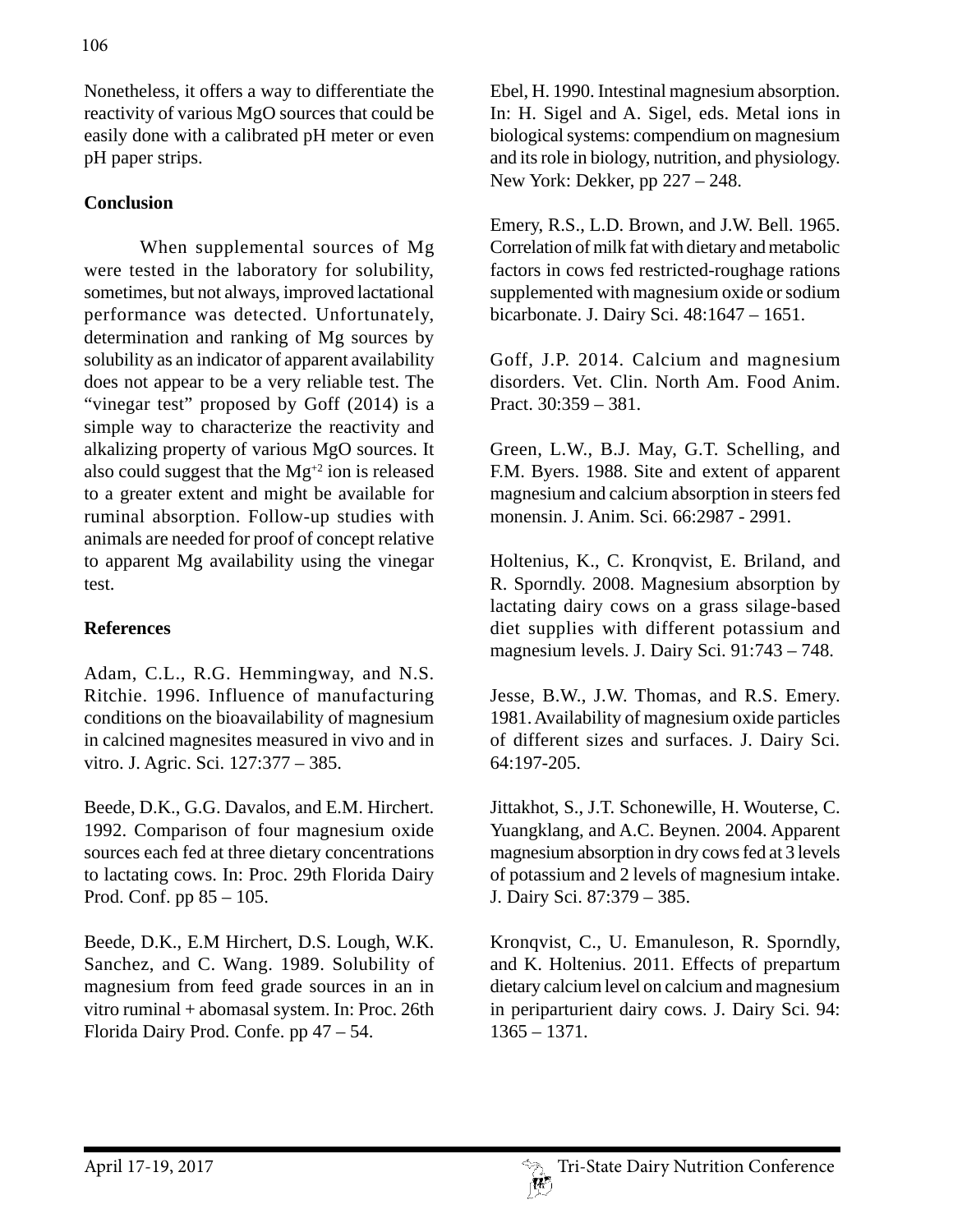Nonetheless, it offers a way to differentiate the reactivity of various MgO sources that could be easily done with a calibrated pH meter or even pH paper strips.

## Conclusion

When supplemental sources of Mg were tested in the laboratory for solubility, sometimes, but not always, improved lactational performance was detected. Unfortunately, determination and ranking of Mg sources by solubility as an indicator of apparent availability does not appear to be a very reliable test. The "vinegar test" proposed by Goff (2014) is a simple way to characterize the reactivity and alkalizing property of various MgO sources. It also could suggest that the $Mg^{+2}$ ion is released to a greater extent and might be available for ruminal absorption. Follow-up studies with animals are needed for proof of concept relative to apparent Mg availability using the vinegar test.

## References

Adam, C.L., R.G. Hemmingway, and N.S. Ritchie. 1996. Influence of manufacturing conditions on the bioavailability of magnesium in calcined magnesites measured in vivo and in vitro. J. Agric. Sci. 127:377 – 385.

Beede, D.K., G.G. Davalos, and E.M. Hirchert. 1992. Comparison of four magnesium oxide sources each fed at three dietary concentrations to lactating cows. In: Proc. 29th Florida Dairy Prod. Conf. pp 85 – 105.

Beede, D.K., E.M Hirchert, D.S. Lough, W.K. Sanchez, and C. Wang. 1989. Solubility of magnesium from feed grade sources in an in vitro ruminal + abomasal system. In: Proc. 26th Florida Dairy Prod. Confe. pp 47 – 54.

Ebel, H. 1990. Intestinal magnesium absorption. In: H. Sigel and A. Sigel, eds. Metal ions in biological systems: compendium on magnesium and its role in biology, nutrition, and physiology. New York: Dekker, pp 227 – 248.

Emery, R.S., L.D. Brown, and J.W. Bell. 1965. Correlation of milk fat with dietary and metabolic factors in cows fed restricted-roughage rations supplemented with magnesium oxide or sodium bicarbonate. J. Dairy Sci. 48:1647 – 1651.

Goff, J.P. 2014. Calcium and magnesium disorders. Vet. Clin. North Am. Food Anim. Pract. 30:359 – 381.

Green, L.W., B.J. May, G.T. Schelling, and F.M. Byers. 1988. Site and extent of apparent magnesium and calcium absorption in steers fed monensin. J. Anim. Sci. 66:2987 - 2991.

Holtenius, K., C. Kronqvist, E. Briland, and R. Sporndly. 2008. Magnesium absorption by lactating dairy cows on a grass silage-based diet supplies with different potassium and magnesium levels. J. Dairy Sci. 91:743 – 748.

Jesse, B.W., J.W. Thomas, and R.S. Emery. 1981. Availability of magnesium oxide particles of different sizes and surfaces. J. Dairy Sci. 64:197-205.

Jittakhot, S., J.T. Schonewille, H. Wouterse, C. Yuangklang, and A.C. Beynen. 2004. Apparent magnesium absorption in dry cows fed at 3 levels of potassium and 2 levels of magnesium intake. J. Dairy Sci. 87:379 – 385.

Kronqvist, C., U. Emanuleson, R. Sporndly, and K. Holtenius. 2011. Effects of prepartum dietary calcium level on calcium and magnesium in periparturient dairy cows. J. Dairy Sci. 94: 1365 – 1371.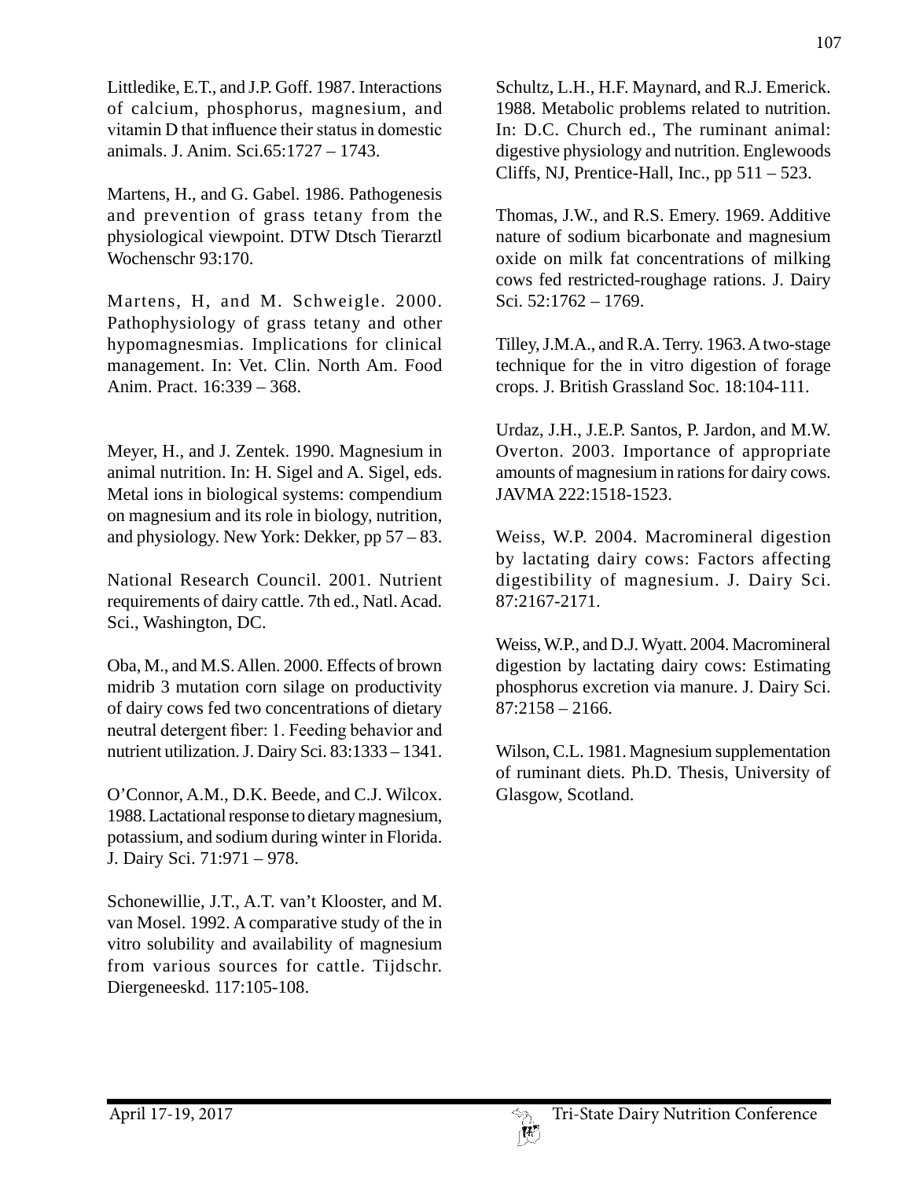Littledike, E.T., and J.P. Goff. 1987. Interactions of calcium, phosphorus, magnesium, and vitamin D that influence their status in domestic animals. J. Anim. Sci.65:1727 – 1743.

Martens, H., and G. Gabel. 1986. Pathogenesis and prevention of grass tetany from the physiological viewpoint. DTW Dtsch Tierarztl Wochenschr 93:170.

Martens, H, and M. Schweigle. 2000. Pathophysiology of grass tetany and other hypomagnesmias. Implications for clinical management. In: Vet. Clin. North Am. Food Anim. Pract. 16:339 – 368.

Meyer, H., and J. Zentek. 1990. Magnesium in animal nutrition. In: H. Sigel and A. Sigel, eds. Metal ions in biological systems: compendium on magnesium and its role in biology, nutrition, and physiology. New York: Dekker, pp 57 – 83.

National Research Council. 2001. Nutrient requirements of dairy cattle. 7th ed., Natl. Acad. Sci., Washington, DC.

Oba, M., and M.S. Allen. 2000. Effects of brown midrib 3 mutation corn silage on productivity of dairy cows fed two concentrations of dietary neutral detergent fiber: 1. Feeding behavior and nutrient utilization. J. Dairy Sci. 83:1333 – 1341.

O'Connor, A.M., D.K. Beede, and C.J. Wilcox. 1988. Lactational response to dietary magnesium, potassium, and sodium during winter in Florida. J. Dairy Sci. 71:971 – 978.

Schonewillie, J.T., A.T. van't Klooster, and M. van Mosel. 1992. A comparative study of the in vitro solubility and availability of magnesium from various sources for cattle. Tijdschr. Diergeneeskd. 117:105-108.

Schultz, L.H., H.F. Maynard, and R.J. Emerick. 1988. Metabolic problems related to nutrition. In: D.C. Church ed., The ruminant animal: digestive physiology and nutrition. Englewoods Cliffs, NJ, Prentice-Hall, Inc., pp 511 – 523.

Thomas, J.W., and R.S. Emery. 1969. Additive nature of sodium bicarbonate and magnesium oxide on milk fat concentrations of milking cows fed restricted-roughage rations. J. Dairy Sci. 52:1762 – 1769.

Tilley, J.M.A., and R.A. Terry. 1963. A two-stage technique for the in vitro digestion of forage crops. J. British Grassland Soc. 18:104-111.

Urdaz, J.H., J.E.P. Santos, P. Jardon, and M.W. Overton. 2003. Importance of appropriate amounts of magnesium in rations for dairy cows. JAVMA 222:1518-1523.

Weiss, W.P. 2004. Macromineral digestion by lactating dairy cows: Factors affecting digestibility of magnesium. J. Dairy Sci. 87:2167-2171.

Weiss, W.P., and D.J. Wyatt. 2004. Macromineral digestion by lactating dairy cows: Estimating phosphorus excretion via manure. J. Dairy Sci. 87:2158 – 2166.

Wilson, C.L. 1981. Magnesium supplementation of ruminant diets. Ph.D. Thesis, University of Glasgow, Scotland.